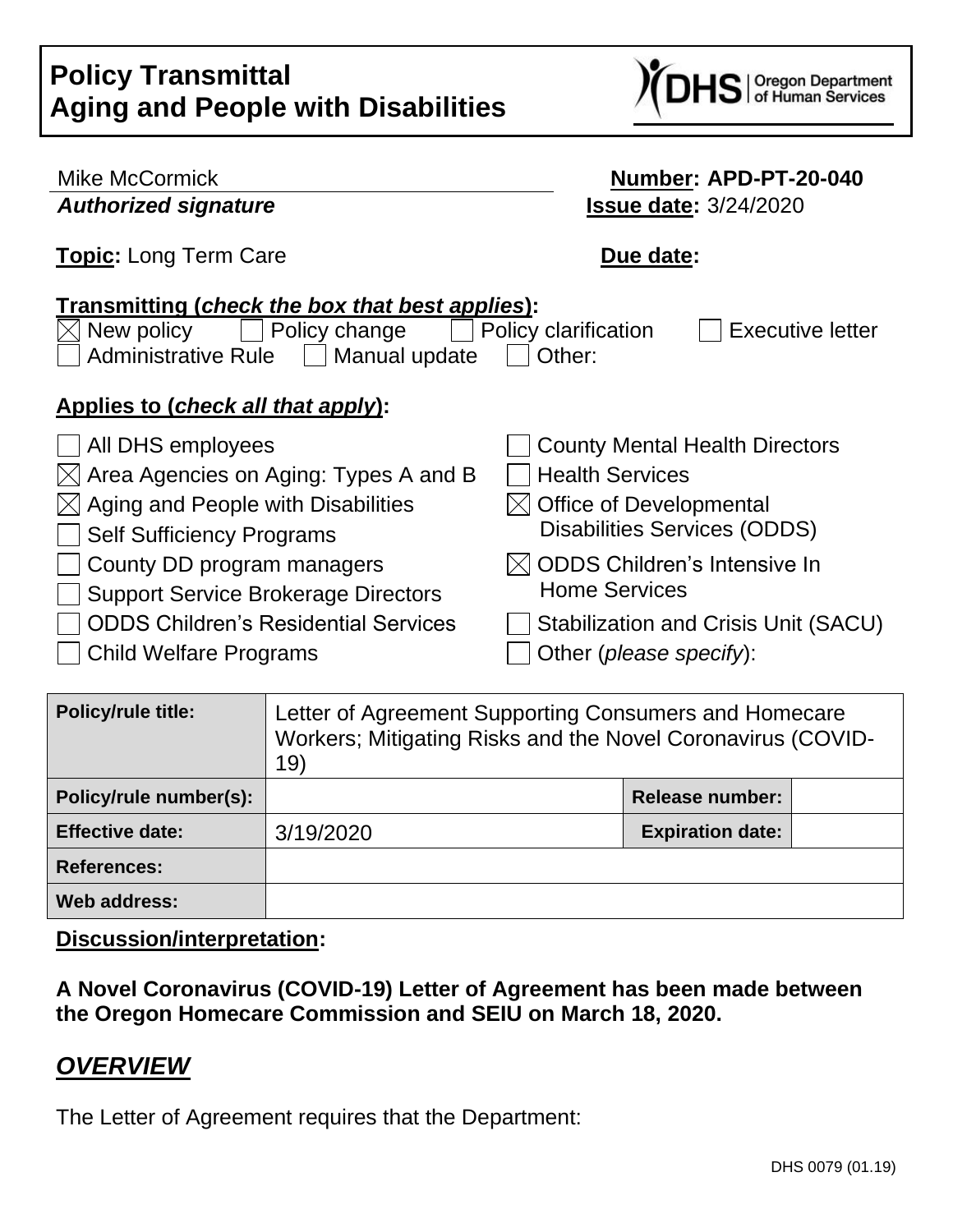# Policy Transmittal
# Aging and People with Disabilities

Mike McCormick
***Authorized signature***

**Number: APD-PT-20-040**
**Issue date:** 3/24/2020

**Topic:** Long Term Care

**Due date:**

**Transmitting (*check the box that best applies*):**

- [x] New policy
- [ ] Policy change
- [ ] Policy clarification
- [ ] Executive letter
- [ ] Administrative Rule
- [ ] Manual update
- [ ] Other:

**Applies to (*check all that apply*):**

- [ ] All DHS employees
- [x] Area Agencies on Aging: Types A and B
- [x] Aging and People with Disabilities
- [ ] Self Sufficiency Programs
- [ ] County DD program managers
- [ ] Support Service Brokerage Directors
- [ ] ODDS Children's Residential Services
- [ ] Child Welfare Programs
- [ ] County Mental Health Directors
- [ ] Health Services
- [x] Office of Developmental Disabilities Services (ODDS)
- [x] ODDS Children's Intensive In Home Services
- [ ] Stabilization and Crisis Unit (SACU)
- [ ] Other (*please specify*):

| **Policy/rule title:** | Letter of Agreement Supporting Consumers and Homecare Workers; Mitigating Risks and the Novel Coronavirus (COVID-19) | | |
|---|---|---|---|
| **Policy/rule number(s):** | | **Release number:** | |
| **Effective date:** | 3/19/2020 | **Expiration date:** | |
| **References:** | | | |
| **Web address:** | | | |

**Discussion/interpretation:**

**A Novel Coronavirus (COVID-19) Letter of Agreement has been made between the Oregon Homecare Commission and SEIU on March 18, 2020.**

## ***OVERVIEW***

The Letter of Agreement requires that the Department: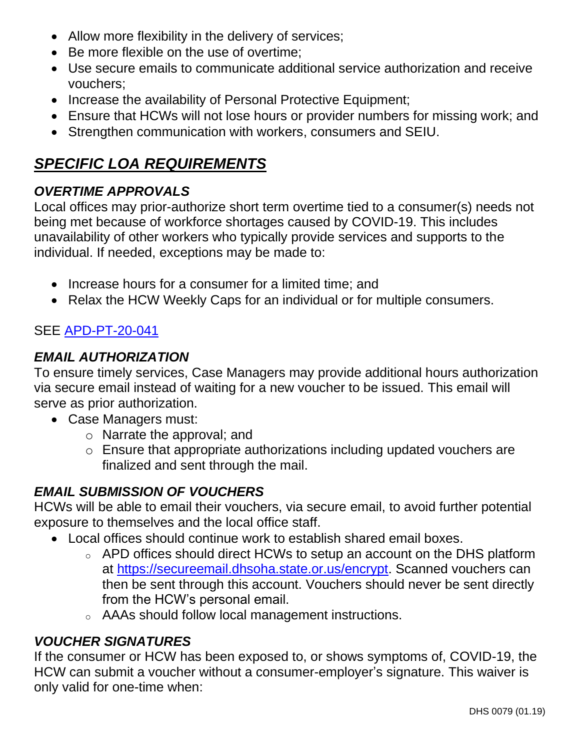- Allow more flexibility in the delivery of services;
- Be more flexible on the use of overtime;
- Use secure emails to communicate additional service authorization and receive vouchers;
- Increase the availability of Personal Protective Equipment;
- Ensure that HCWs will not lose hours or provider numbers for missing work; and
- Strengthen communication with workers, consumers and SEIU.

## ***SPECIFIC LOA REQUIREMENTS***

### ***OVERTIME APPROVALS***

Local offices may prior-authorize short term overtime tied to a consumer(s) needs not being met because of workforce shortages caused by COVID-19. This includes unavailability of other workers who typically provide services and supports to the individual. If needed, exceptions may be made to:

- Increase hours for a consumer for a limited time; and
- Relax the HCW Weekly Caps for an individual or for multiple consumers.

SEE [APD-PT-20-041]

### ***EMAIL AUTHORIZATION***

To ensure timely services, Case Managers may provide additional hours authorization via secure email instead of waiting for a new voucher to be issued. This email will serve as prior authorization.

- Case Managers must:
  - Narrate the approval; and
  - Ensure that appropriate authorizations including updated vouchers are finalized and sent through the mail.

### ***EMAIL SUBMISSION OF VOUCHERS***

HCWs will be able to email their vouchers, via secure email, to avoid further potential exposure to themselves and the local office staff.

- Local offices should continue work to establish shared email boxes.
  - APD offices should direct HCWs to setup an account on the DHS platform at https://secureemail.dhsoha.state.or.us/encrypt. Scanned vouchers can then be sent through this account. Vouchers should never be sent directly from the HCW's personal email.
  - AAAs should follow local management instructions.

### ***VOUCHER SIGNATURES***

If the consumer or HCW has been exposed to, or shows symptoms of, COVID-19, the HCW can submit a voucher without a consumer-employer's signature. This waiver is only valid for one-time when:

DHS 0079 (01.19)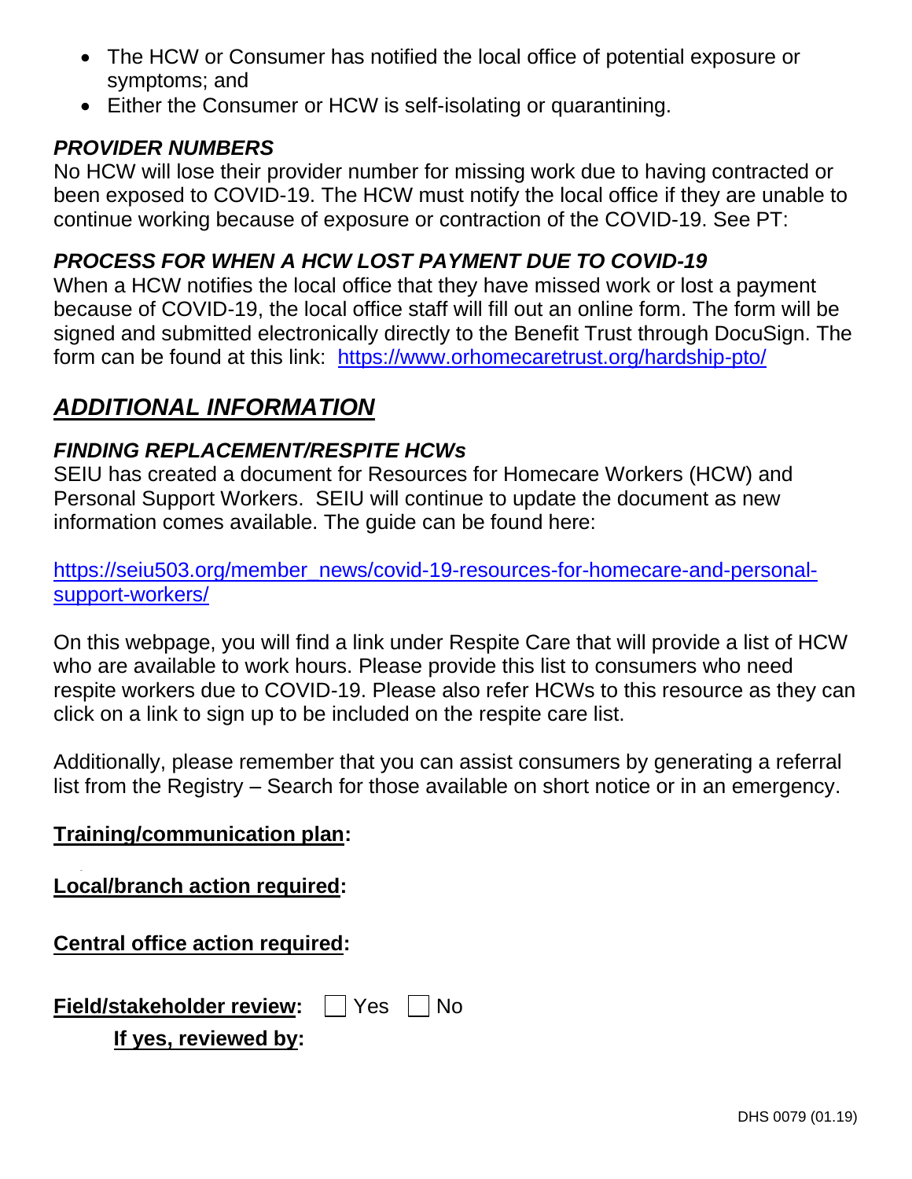- The HCW or Consumer has notified the local office of potential exposure or symptoms; and
- Either the Consumer or HCW is self-isolating or quarantining.

### *PROVIDER NUMBERS*

No HCW will lose their provider number for missing work due to having contracted or been exposed to COVID-19. The HCW must notify the local office if they are unable to continue working because of exposure or contraction of the COVID-19. See PT:

### *PROCESS FOR WHEN A HCW LOST PAYMENT DUE TO COVID-19*

When a HCW notifies the local office that they have missed work or lost a payment because of COVID-19, the local office staff will fill out an online form. The form will be signed and submitted electronically directly to the Benefit Trust through DocuSign. The form can be found at this link: https://www.orhomecaretrust.org/hardship-pto/

## ***ADDITIONAL INFORMATION***

### *FINDING REPLACEMENT/RESPITE HCWs*

SEIU has created a document for Resources for Homecare Workers (HCW) and Personal Support Workers. SEIU will continue to update the document as new information comes available. The guide can be found here:

https://seiu503.org/member_news/covid-19-resources-for-homecare-and-personal-support-workers/

On this webpage, you will find a link under Respite Care that will provide a list of HCW who are available to work hours. Please provide this list to consumers who need respite workers due to COVID-19. Please also refer HCWs to this resource as they can click on a link to sign up to be included on the respite care list.

Additionally, please remember that you can assist consumers by generating a referral list from the Registry – Search for those available on short notice or in an emergency.

**Training/communication plan:**

**Local/branch action required:**

**Central office action required:**

**Field/stakeholder review:** ☐ Yes ☐ No

**If yes, reviewed by:**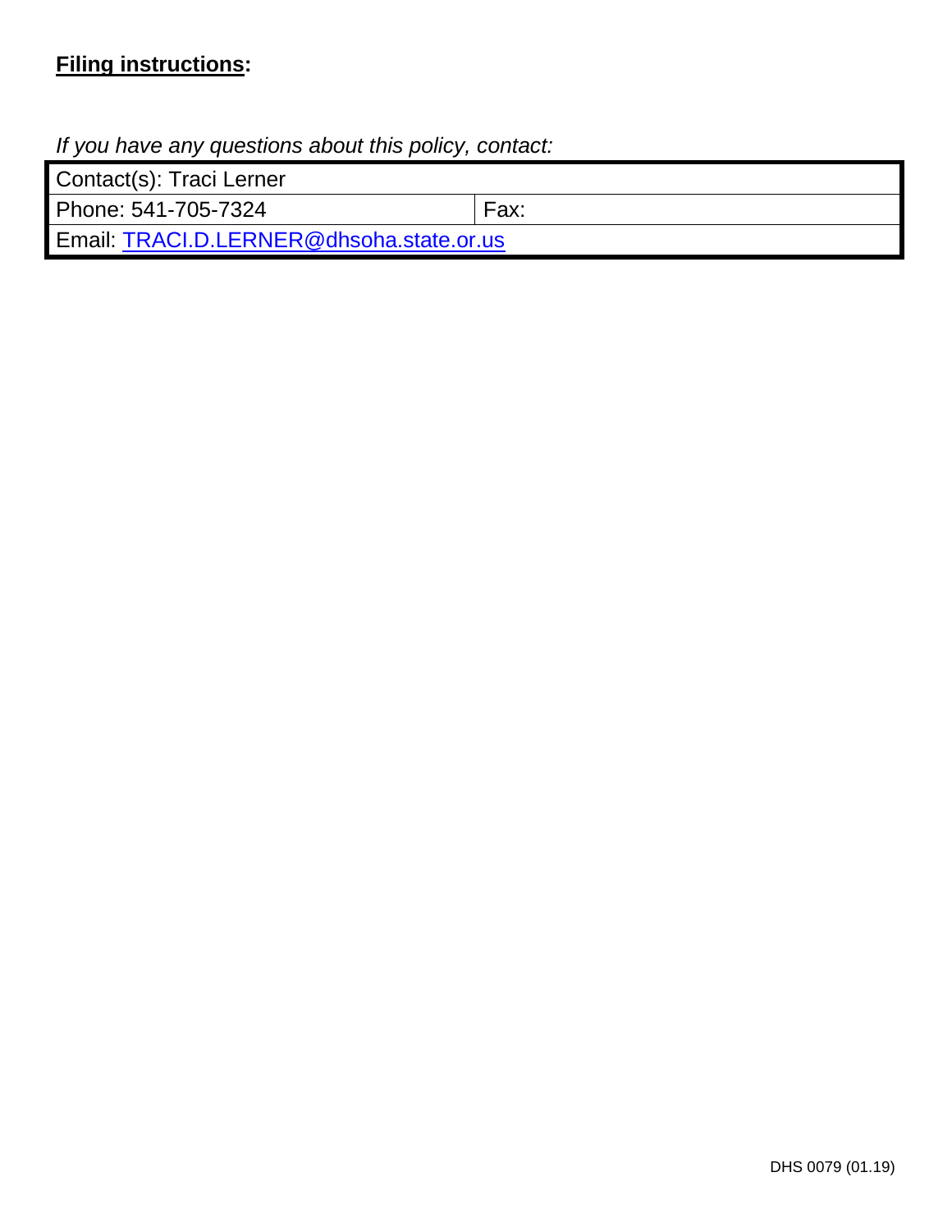**Filing instructions:**

*If you have any questions about this policy, contact:*

| | |
|---|---|
| Contact(s): Traci Lerner | |
| Phone: 541-705-7324 | Fax: |
| Email: TRACI.D.LERNER@dhsoha.state.or.us | |

DHS 0079 (01.19)